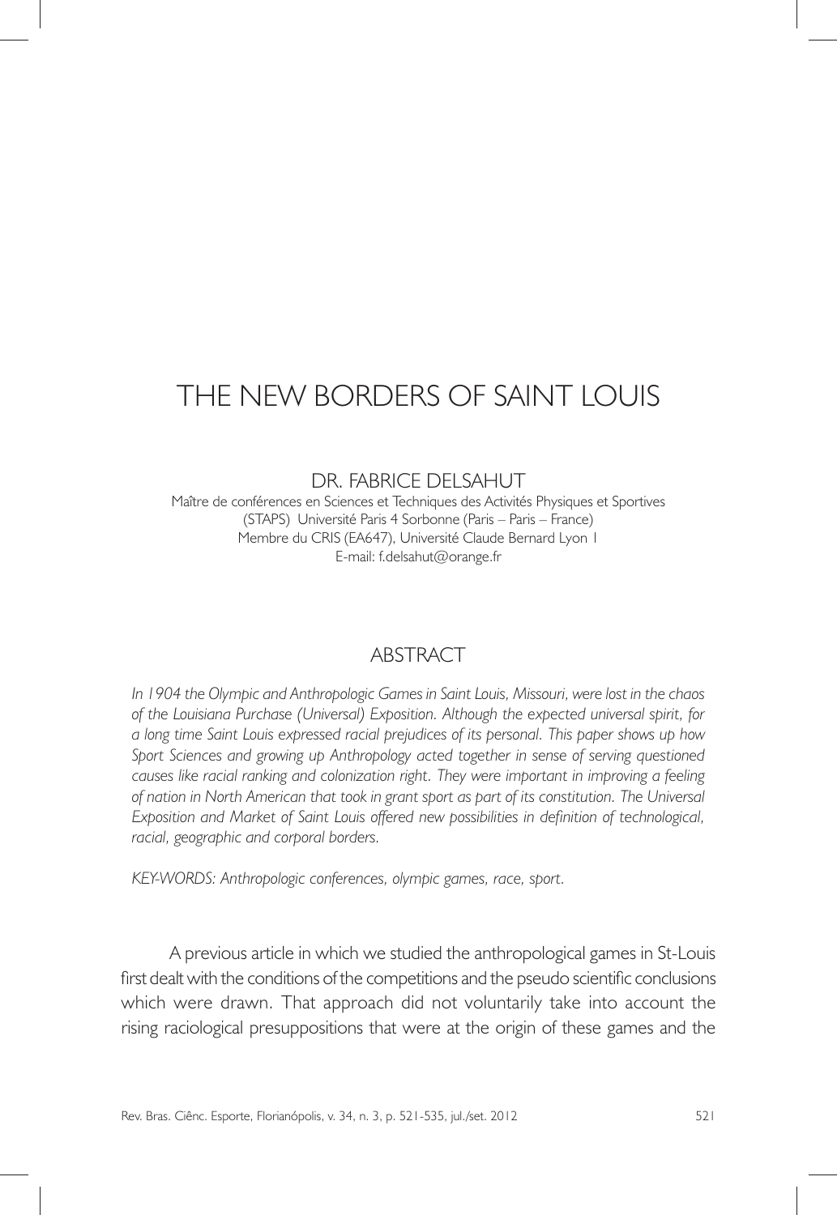# THE NEW BORDERS OF SAINT LOUIS

DR. FABRICE DELSAHUT

Maître de conférences en Sciences et Techniques des Activités Physiques et Sportives (STAPS) Université Paris 4 Sorbonne (Paris – Paris – France)
Membre du CRIS (EA647), Université Claude Bernard Lyon 1
E-mail: f.delsahut@orange.fr

## ABSTRACT

*In 1904 the Olympic and Anthropologic Games in Saint Louis, Missouri, were lost in the chaos of the Louisiana Purchase (Universal) Exposition. Although the expected universal spirit, for a long time Saint Louis expressed racial prejudices of its personal. This paper shows up how Sport Sciences and growing up Anthropology acted together in sense of serving questioned causes like racial ranking and colonization right. They were important in improving a feeling of nation in North American that took in grant sport as part of its constitution. The Universal Exposition and Market of Saint Louis offered new possibilities in definition of technological, racial, geographic and corporal borders.*

*KEY-WORDS: Anthropologic conferences, olympic games, race, sport.*

A previous article in which we studied the anthropological games in St-Louis first dealt with the conditions of the competitions and the pseudo scientific conclusions which were drawn. That approach did not voluntarily take into account the rising raciological presuppositions that were at the origin of these games and the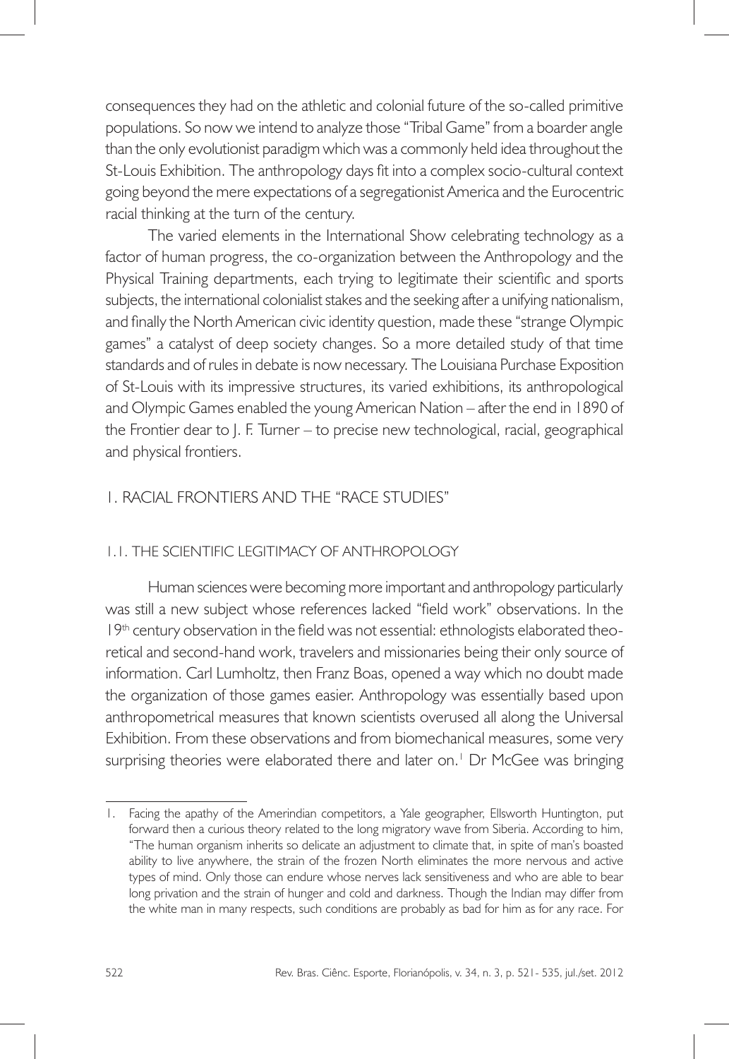consequences they had on the athletic and colonial future of the so-called primitive populations. So now we intend to analyze those "Tribal Game" from a boarder angle than the only evolutionist paradigm which was a commonly held idea throughout the St-Louis Exhibition. The anthropology days fit into a complex socio-cultural context going beyond the mere expectations of a segregationist America and the Eurocentric racial thinking at the turn of the century.

The varied elements in the International Show celebrating technology as a factor of human progress, the co-organization between the Anthropology and the Physical Training departments, each trying to legitimate their scientific and sports subjects, the international colonialist stakes and the seeking after a unifying nationalism, and finally the North American civic identity question, made these "strange Olympic games" a catalyst of deep society changes. So a more detailed study of that time standards and of rules in debate is now necessary. The Louisiana Purchase Exposition of St-Louis with its impressive structures, its varied exhibitions, its anthropological and Olympic Games enabled the young American Nation – after the end in 1890 of the Frontier dear to J. F. Turner – to precise new technological, racial, geographical and physical frontiers.

## 1. RACIAL FRONTIERS AND THE "RACE STUDIES"

### 1.1. THE SCIENTIFIC LEGITIMACY OF ANTHROPOLOGY

Human sciences were becoming more important and anthropology particularly was still a new subject whose references lacked "field work" observations. In the 19th century observation in the field was not essential: ethnologists elaborated theoretical and second-hand work, travelers and missionaries being their only source of information. Carl Lumholtz, then Franz Boas, opened a way which no doubt made the organization of those games easier. Anthropology was essentially based upon anthropometrical measures that known scientists overused all along the Universal Exhibition. From these observations and from biomechanical measures, some very surprising theories were elaborated there and later on.[1] Dr McGee was bringing

1. Facing the apathy of the Amerindian competitors, a Yale geographer, Ellsworth Huntington, put forward then a curious theory related to the long migratory wave from Siberia. According to him, "The human organism inherits so delicate an adjustment to climate that, in spite of man's boasted ability to live anywhere, the strain of the frozen North eliminates the more nervous and active types of mind. Only those can endure whose nerves lack sensitiveness and who are able to bear long privation and the strain of hunger and cold and darkness. Though the Indian may differ from the white man in many respects, such conditions are probably as bad for him as for any race. For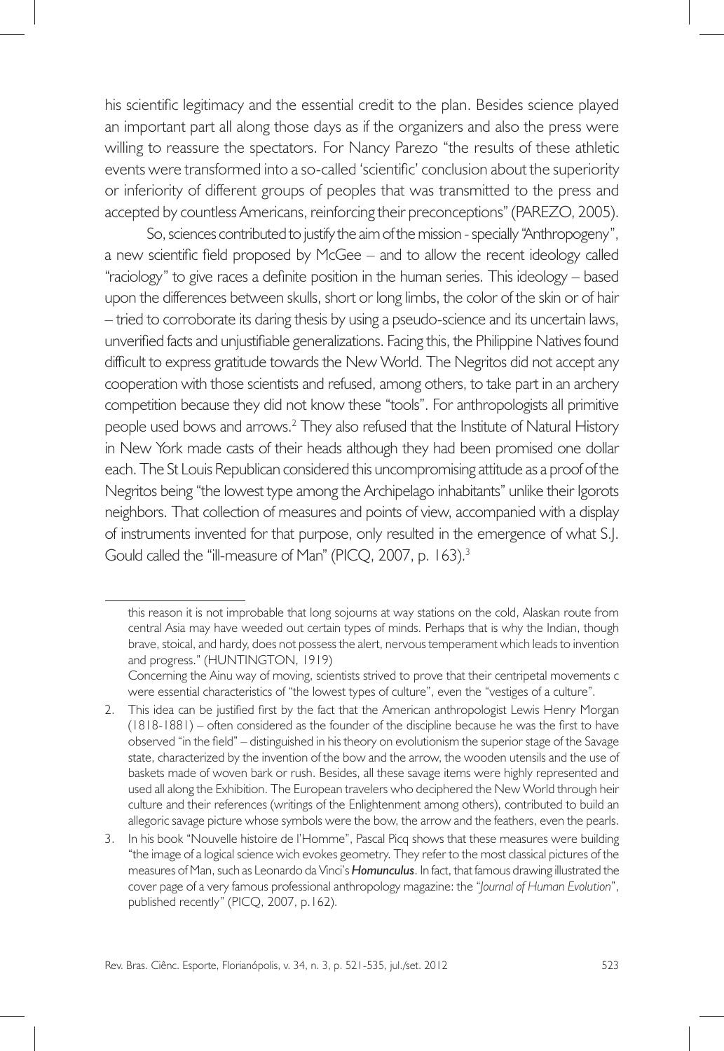his scientific legitimacy and the essential credit to the plan. Besides science played an important part all along those days as if the organizers and also the press were willing to reassure the spectators. For Nancy Parezo "the results of these athletic events were transformed into a so-called 'scientific' conclusion about the superiority or inferiority of different groups of peoples that was transmitted to the press and accepted by countless Americans, reinforcing their preconceptions" (PAREZO, 2005).

So, sciences contributed to justify the aim of the mission - specially "Anthropogeny", a new scientific field proposed by McGee – and to allow the recent ideology called "raciology" to give races a definite position in the human series. This ideology – based upon the differences between skulls, short or long limbs, the color of the skin or of hair – tried to corroborate its daring thesis by using a pseudo-science and its uncertain laws, unverified facts and unjustifiable generalizations. Facing this, the Philippine Natives found difficult to express gratitude towards the New World. The Negritos did not accept any cooperation with those scientists and refused, among others, to take part in an archery competition because they did not know these "tools". For anthropologists all primitive people used bows and arrows.[2] They also refused that the Institute of Natural History in New York made casts of their heads although they had been promised one dollar each. The St Louis Republican considered this uncompromising attitude as a proof of the Negritos being "the lowest type among the Archipelago inhabitants" unlike their Igorots neighbors. That collection of measures and points of view, accompanied with a display of instruments invented for that purpose, only resulted in the emergence of what S.J. Gould called the "ill-measure of Man" (PICQ, 2007, p. 163).[3]

---

this reason it is not improbable that long sojourns at way stations on the cold, Alaskan route from central Asia may have weeded out certain types of minds. Perhaps that is why the Indian, though brave, stoical, and hardy, does not possess the alert, nervous temperament which leads to invention and progress." (HUNTINGTON, 1919)

Concerning the Ainu way of moving, scientists strived to prove that their centripetal movements c were essential characteristics of "the lowest types of culture", even the "vestiges of a culture".

2. This idea can be justified first by the fact that the American anthropologist Lewis Henry Morgan (1818-1881) – often considered as the founder of the discipline because he was the first to have observed "in the field" – distinguished in his theory on evolutionism the superior stage of the Savage state, characterized by the invention of the bow and the arrow, the wooden utensils and the use of baskets made of woven bark or rush. Besides, all these savage items were highly represented and used all along the Exhibition. The European travelers who deciphered the New World through heir culture and their references (writings of the Enlightenment among others), contributed to build an allegoric savage picture whose symbols were the bow, the arrow and the feathers, even the pearls.

3. In his book "Nouvelle histoire de l'Homme", Pascal Picq shows that these measures were building "the image of a logical science wich evokes geometry. They refer to the most classical pictures of the measures of Man, such as Leonardo da Vinci's ***Homunculus***. In fact, that famous drawing illustrated the cover page of a very famous professional anthropology magazine: the "*Journal of Human Evolution*", published recently" (PICQ, 2007, p.162).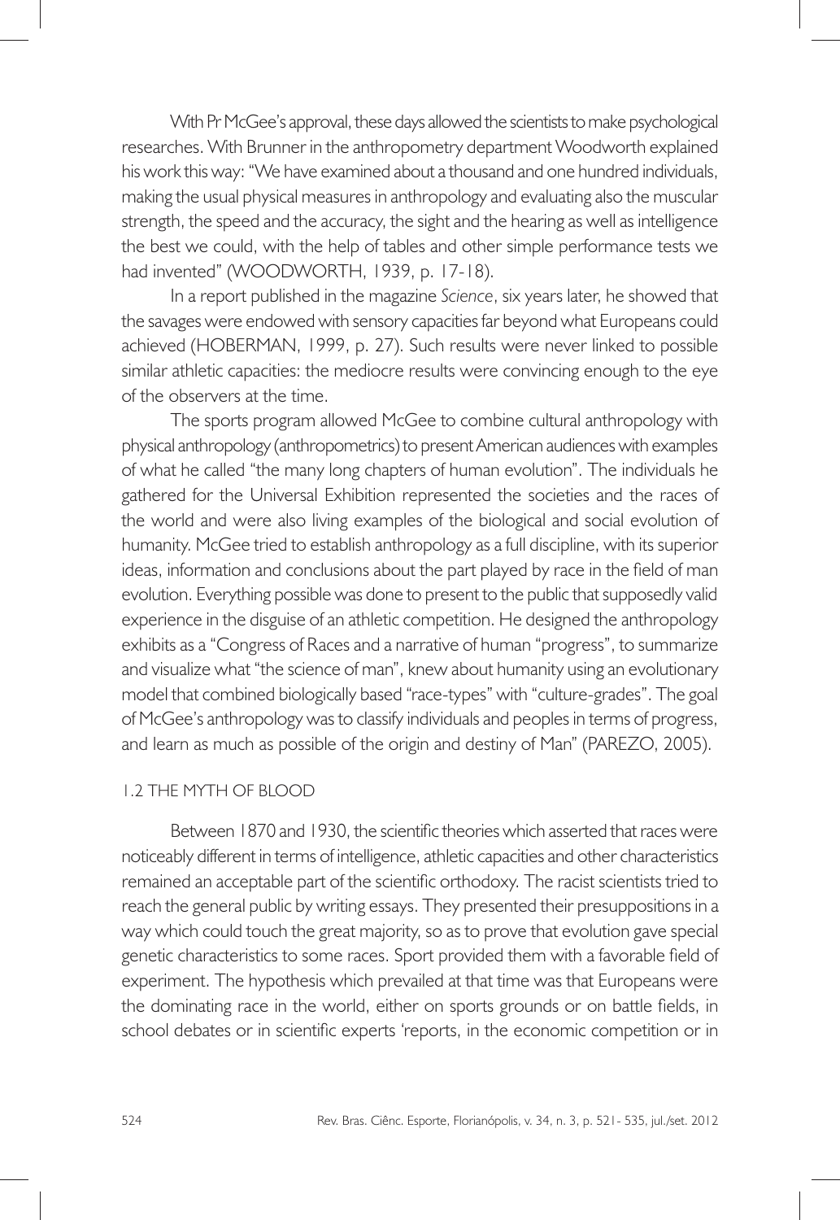With Pr McGee's approval, these days allowed the scientists to make psychological researches. With Brunner in the anthropometry department Woodworth explained his work this way: "We have examined about a thousand and one hundred individuals, making the usual physical measures in anthropology and evaluating also the muscular strength, the speed and the accuracy, the sight and the hearing as well as intelligence the best we could, with the help of tables and other simple performance tests we had invented" (WOODWORTH, 1939, p. 17-18).

In a report published in the magazine *Science*, six years later, he showed that the savages were endowed with sensory capacities far beyond what Europeans could achieved (HOBERMAN, 1999, p. 27). Such results were never linked to possible similar athletic capacities: the mediocre results were convincing enough to the eye of the observers at the time.

The sports program allowed McGee to combine cultural anthropology with physical anthropology (anthropometrics) to present American audiences with examples of what he called "the many long chapters of human evolution". The individuals he gathered for the Universal Exhibition represented the societies and the races of the world and were also living examples of the biological and social evolution of humanity. McGee tried to establish anthropology as a full discipline, with its superior ideas, information and conclusions about the part played by race in the field of man evolution. Everything possible was done to present to the public that supposedly valid experience in the disguise of an athletic competition. He designed the anthropology exhibits as a "Congress of Races and a narrative of human "progress", to summarize and visualize what "the science of man", knew about humanity using an evolutionary model that combined biologically based "race-types" with "culture-grades". The goal of McGee's anthropology was to classify individuals and peoples in terms of progress, and learn as much as possible of the origin and destiny of Man" (PAREZO, 2005).

## 1.2 THE MYTH OF BLOOD

Between 1870 and 1930, the scientific theories which asserted that races were noticeably different in terms of intelligence, athletic capacities and other characteristics remained an acceptable part of the scientific orthodoxy. The racist scientists tried to reach the general public by writing essays. They presented their presuppositions in a way which could touch the great majority, so as to prove that evolution gave special genetic characteristics to some races. Sport provided them with a favorable field of experiment. The hypothesis which prevailed at that time was that Europeans were the dominating race in the world, either on sports grounds or on battle fields, in school debates or in scientific experts 'reports, in the economic competition or in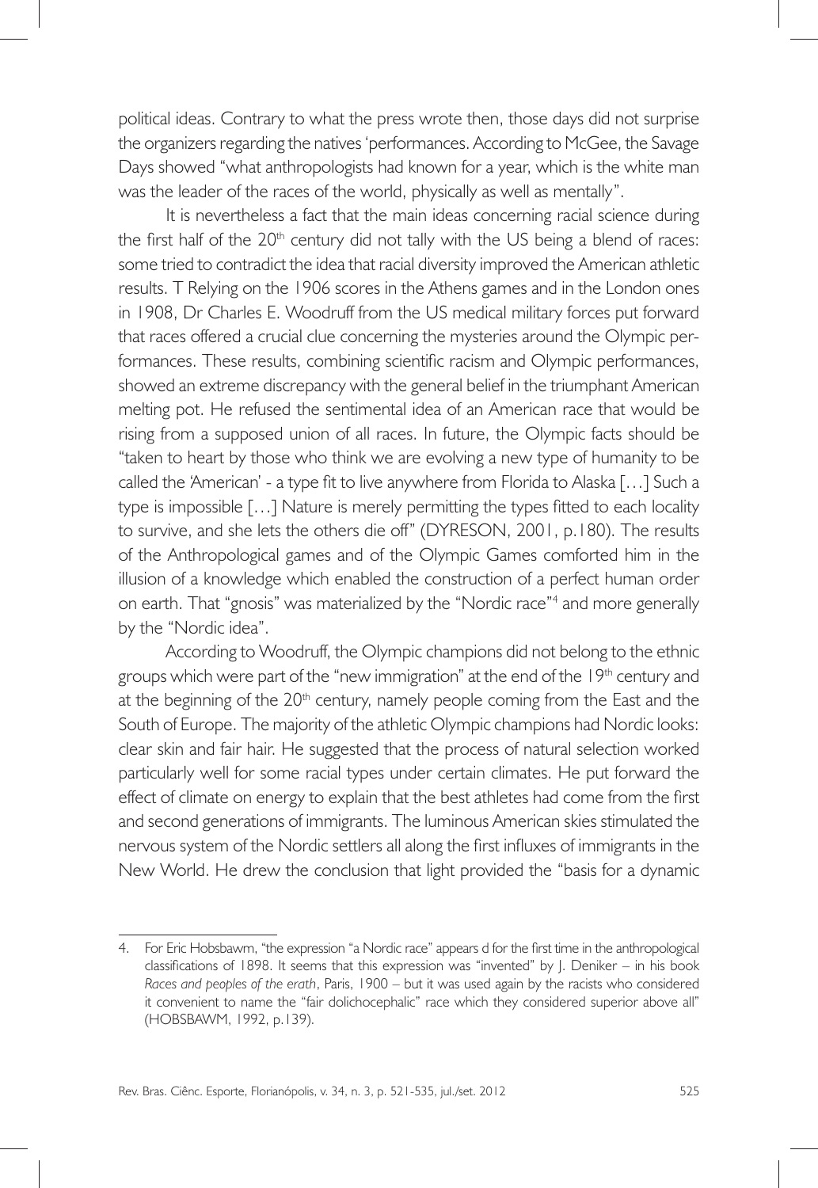political ideas. Contrary to what the press wrote then, those days did not surprise the organizers regarding the natives 'performances. According to McGee, the Savage Days showed "what anthropologists had known for a year, which is the white man was the leader of the races of the world, physically as well as mentally".

It is nevertheless a fact that the main ideas concerning racial science during the first half of the 20th century did not tally with the US being a blend of races: some tried to contradict the idea that racial diversity improved the American athletic results. T Relying on the 1906 scores in the Athens games and in the London ones in 1908, Dr Charles E. Woodruff from the US medical military forces put forward that races offered a crucial clue concerning the mysteries around the Olympic performances. These results, combining scientific racism and Olympic performances, showed an extreme discrepancy with the general belief in the triumphant American melting pot. He refused the sentimental idea of an American race that would be rising from a supposed union of all races. In future, the Olympic facts should be "taken to heart by those who think we are evolving a new type of humanity to be called the 'American' - a type fit to live anywhere from Florida to Alaska […] Such a type is impossible […] Nature is merely permitting the types fitted to each locality to survive, and she lets the others die off" (DYRESON, 2001, p.180). The results of the Anthropological games and of the Olympic Games comforted him in the illusion of a knowledge which enabled the construction of a perfect human order on earth. That "gnosis" was materialized by the "Nordic race"[4] and more generally by the "Nordic idea".

According to Woodruff, the Olympic champions did not belong to the ethnic groups which were part of the "new immigration" at the end of the 19th century and at the beginning of the 20th century, namely people coming from the East and the South of Europe. The majority of the athletic Olympic champions had Nordic looks: clear skin and fair hair. He suggested that the process of natural selection worked particularly well for some racial types under certain climates. He put forward the effect of climate on energy to explain that the best athletes had come from the first and second generations of immigrants. The luminous American skies stimulated the nervous system of the Nordic settlers all along the first influxes of immigrants in the New World. He drew the conclusion that light provided the "basis for a dynamic

---

4. For Eric Hobsbawm, "the expression "a Nordic race" appears d for the first time in the anthropological classifications of 1898. It seems that this expression was "invented" by J. Deniker – in his book *Races and peoples of the erath*, Paris, 1900 – but it was used again by the racists who considered it convenient to name the "fair dolichocephalic" race which they considered superior above all" (HOBSBAWM, 1992, p.139).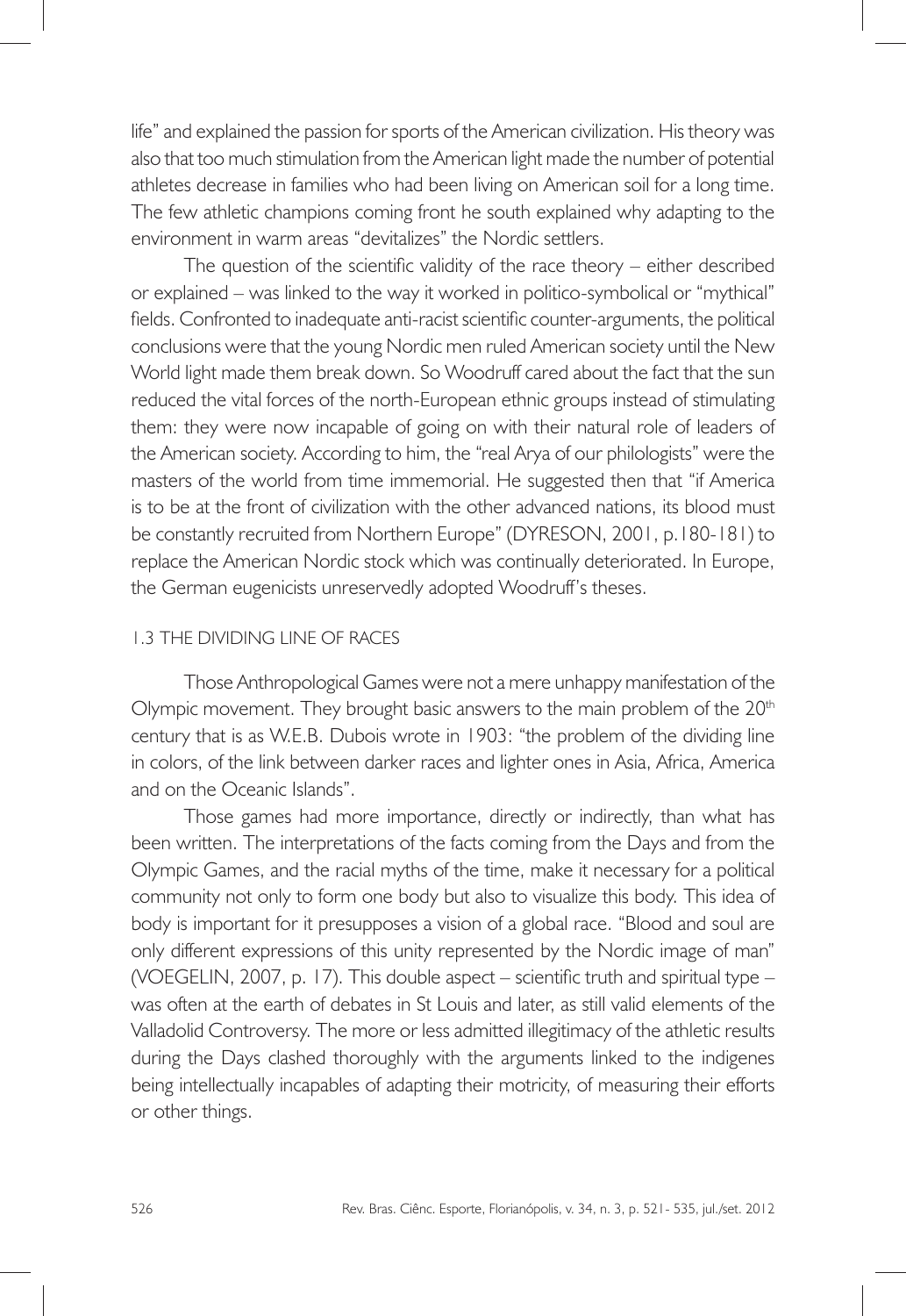life" and explained the passion for sports of the American civilization. His theory was also that too much stimulation from the American light made the number of potential athletes decrease in families who had been living on American soil for a long time. The few athletic champions coming front he south explained why adapting to the environment in warm areas "devitalizes" the Nordic settlers.

The question of the scientific validity of the race theory – either described or explained – was linked to the way it worked in politico-symbolical or "mythical" fields. Confronted to inadequate anti-racist scientific counter-arguments, the political conclusions were that the young Nordic men ruled American society until the New World light made them break down. So Woodruff cared about the fact that the sun reduced the vital forces of the north-European ethnic groups instead of stimulating them: they were now incapable of going on with their natural role of leaders of the American society. According to him, the "real Arya of our philologists" were the masters of the world from time immemorial. He suggested then that "if America is to be at the front of civilization with the other advanced nations, its blood must be constantly recruited from Northern Europe" (DYRESON, 2001, p.180-181) to replace the American Nordic stock which was continually deteriorated. In Europe, the German eugenicists unreservedly adopted Woodruff's theses.

## 1.3 THE DIVIDING LINE OF RACES

Those Anthropological Games were not a mere unhappy manifestation of the Olympic movement. They brought basic answers to the main problem of the 20th century that is as W.E.B. Dubois wrote in 1903: "the problem of the dividing line in colors, of the link between darker races and lighter ones in Asia, Africa, America and on the Oceanic Islands".

Those games had more importance, directly or indirectly, than what has been written. The interpretations of the facts coming from the Days and from the Olympic Games, and the racial myths of the time, make it necessary for a political community not only to form one body but also to visualize this body. This idea of body is important for it presupposes a vision of a global race. "Blood and soul are only different expressions of this unity represented by the Nordic image of man" (VOEGELIN, 2007, p. 17). This double aspect – scientific truth and spiritual type – was often at the earth of debates in St Louis and later, as still valid elements of the Valladolid Controversy. The more or less admitted illegitimacy of the athletic results during the Days clashed thoroughly with the arguments linked to the indigenes being intellectually incapables of adapting their motricity, of measuring their efforts or other things.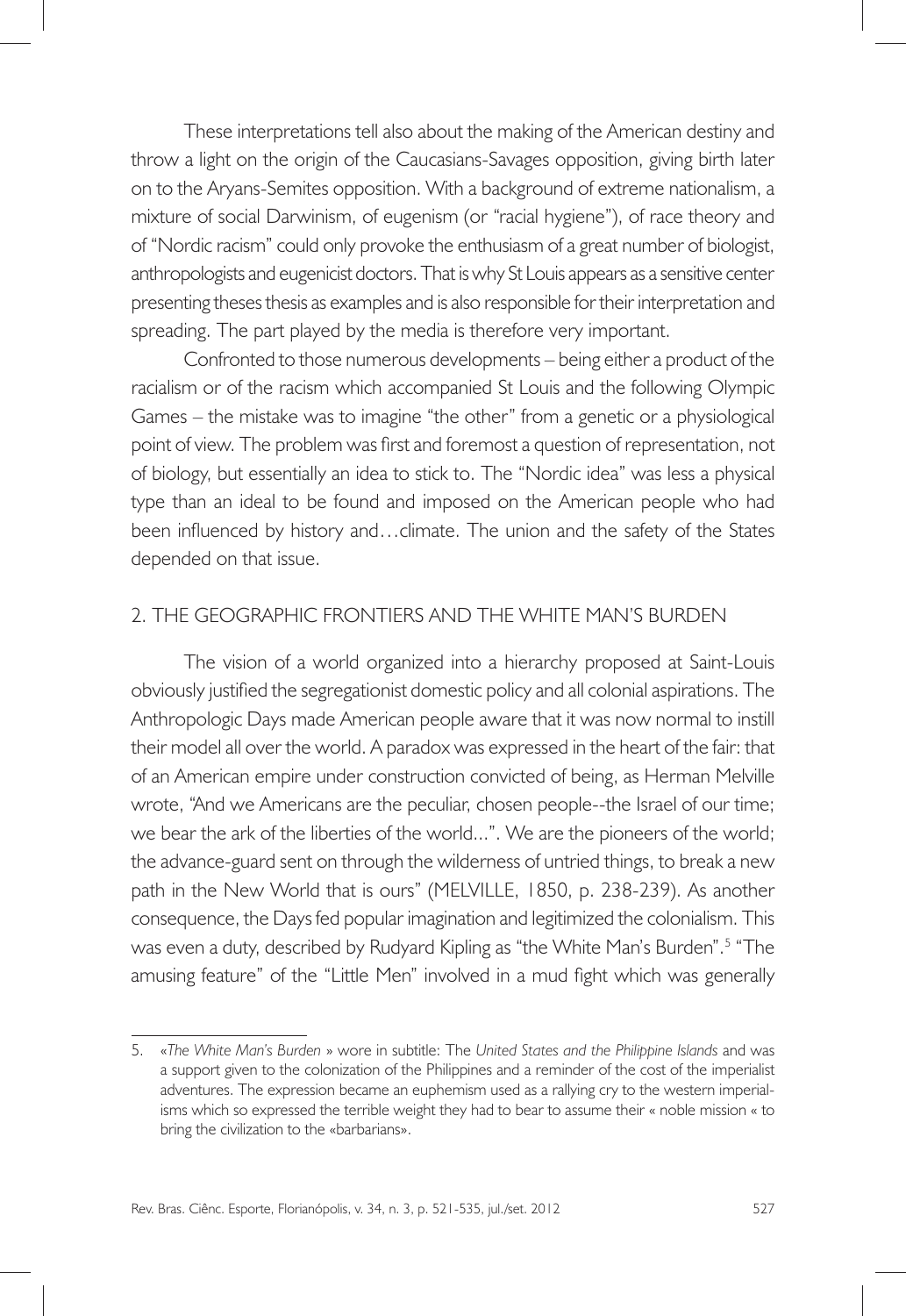These interpretations tell also about the making of the American destiny and throw a light on the origin of the Caucasians-Savages opposition, giving birth later on to the Aryans-Semites opposition. With a background of extreme nationalism, a mixture of social Darwinism, of eugenism (or "racial hygiene"), of race theory and of "Nordic racism" could only provoke the enthusiasm of a great number of biologist, anthropologists and eugenicist doctors. That is why St Louis appears as a sensitive center presenting theses thesis as examples and is also responsible for their interpretation and spreading. The part played by the media is therefore very important.

Confronted to those numerous developments – being either a product of the racialism or of the racism which accompanied St Louis and the following Olympic Games – the mistake was to imagine "the other" from a genetic or a physiological point of view. The problem was first and foremost a question of representation, not of biology, but essentially an idea to stick to. The "Nordic idea" was less a physical type than an ideal to be found and imposed on the American people who had been influenced by history and…climate. The union and the safety of the States depended on that issue.

## 2. THE GEOGRAPHIC FRONTIERS AND THE WHITE MAN'S BURDEN

The vision of a world organized into a hierarchy proposed at Saint-Louis obviously justified the segregationist domestic policy and all colonial aspirations. The Anthropologic Days made American people aware that it was now normal to instill their model all over the world. A paradox was expressed in the heart of the fair: that of an American empire under construction convicted of being, as Herman Melville wrote, "And we Americans are the peculiar, chosen people--the Israel of our time; we bear the ark of the liberties of the world...". We are the pioneers of the world; the advance-guard sent on through the wilderness of untried things, to break a new path in the New World that is ours" (MELVILLE, 1850, p. 238-239). As another consequence, the Days fed popular imagination and legitimized the colonialism. This was even a duty, described by Rudyard Kipling as "the White Man's Burden".[5] "The amusing feature" of the "Little Men" involved in a mud fight which was generally

---

5. «*The White Man's Burden* » wore in subtitle: The *United States and the Philippine Islands* and was a support given to the colonization of the Philippines and a reminder of the cost of the imperialist adventures. The expression became an euphemism used as a rallying cry to the western imperialisms which so expressed the terrible weight they had to bear to assume their « noble mission « to bring the civilization to the «barbarians».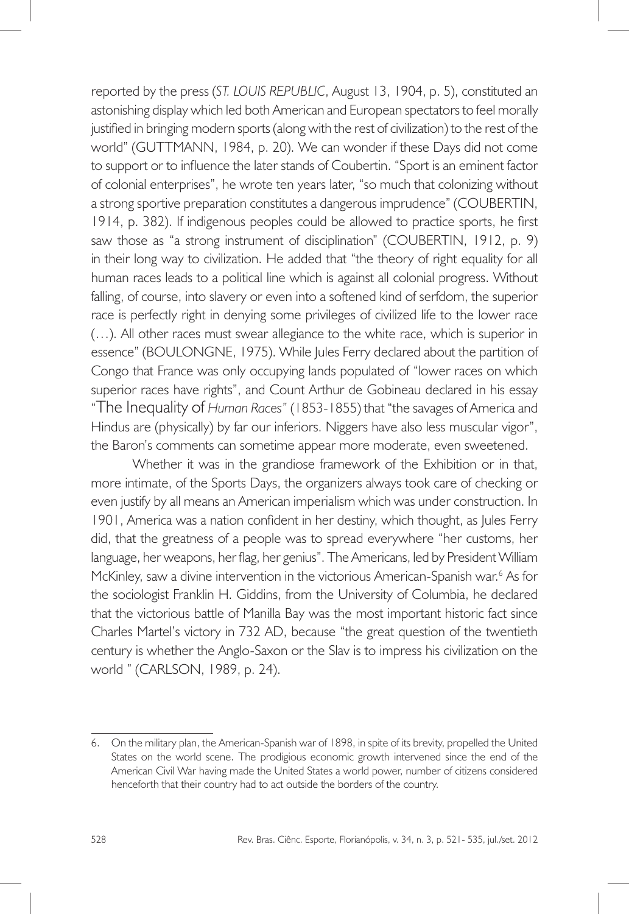reported by the press (*ST. LOUIS REPUBLIC*, August 13, 1904, p. 5), constituted an astonishing display which led both American and European spectators to feel morally justified in bringing modern sports (along with the rest of civilization) to the rest of the world" (GUTTMANN, 1984, p. 20). We can wonder if these Days did not come to support or to influence the later stands of Coubertin. "Sport is an eminent factor of colonial enterprises", he wrote ten years later, "so much that colonizing without a strong sportive preparation constitutes a dangerous imprudence" (COUBERTIN, 1914, p. 382). If indigenous peoples could be allowed to practice sports, he first saw those as "a strong instrument of disciplination" (COUBERTIN, 1912, p. 9) in their long way to civilization. He added that "the theory of right equality for all human races leads to a political line which is against all colonial progress. Without falling, of course, into slavery or even into a softened kind of serfdom, the superior race is perfectly right in denying some privileges of civilized life to the lower race (…). All other races must swear allegiance to the white race, which is superior in essence" (BOULONGNE, 1975). While Jules Ferry declared about the partition of Congo that France was only occupying lands populated of "lower races on which superior races have rights", and Count Arthur de Gobineau declared in his essay "The Inequality of *Human Races"* (1853-1855) that "the savages of America and Hindus are (physically) by far our inferiors. Niggers have also less muscular vigor", the Baron's comments can sometime appear more moderate, even sweetened.

Whether it was in the grandiose framework of the Exhibition or in that, more intimate, of the Sports Days, the organizers always took care of checking or even justify by all means an American imperialism which was under construction. In 1901, America was a nation confident in her destiny, which thought, as Jules Ferry did, that the greatness of a people was to spread everywhere "her customs, her language, her weapons, her flag, her genius". The Americans, led by President William McKinley, saw a divine intervention in the victorious American-Spanish war.[6] As for the sociologist Franklin H. Giddins, from the University of Columbia, he declared that the victorious battle of Manilla Bay was the most important historic fact since Charles Martel's victory in 732 AD, because "the great question of the twentieth century is whether the Anglo-Saxon or the Slav is to impress his civilization on the world " (CARLSON, 1989, p. 24).

---

6. On the military plan, the American-Spanish war of 1898, in spite of its brevity, propelled the United States on the world scene. The prodigious economic growth intervened since the end of the American Civil War having made the United States a world power, number of citizens considered henceforth that their country had to act outside the borders of the country.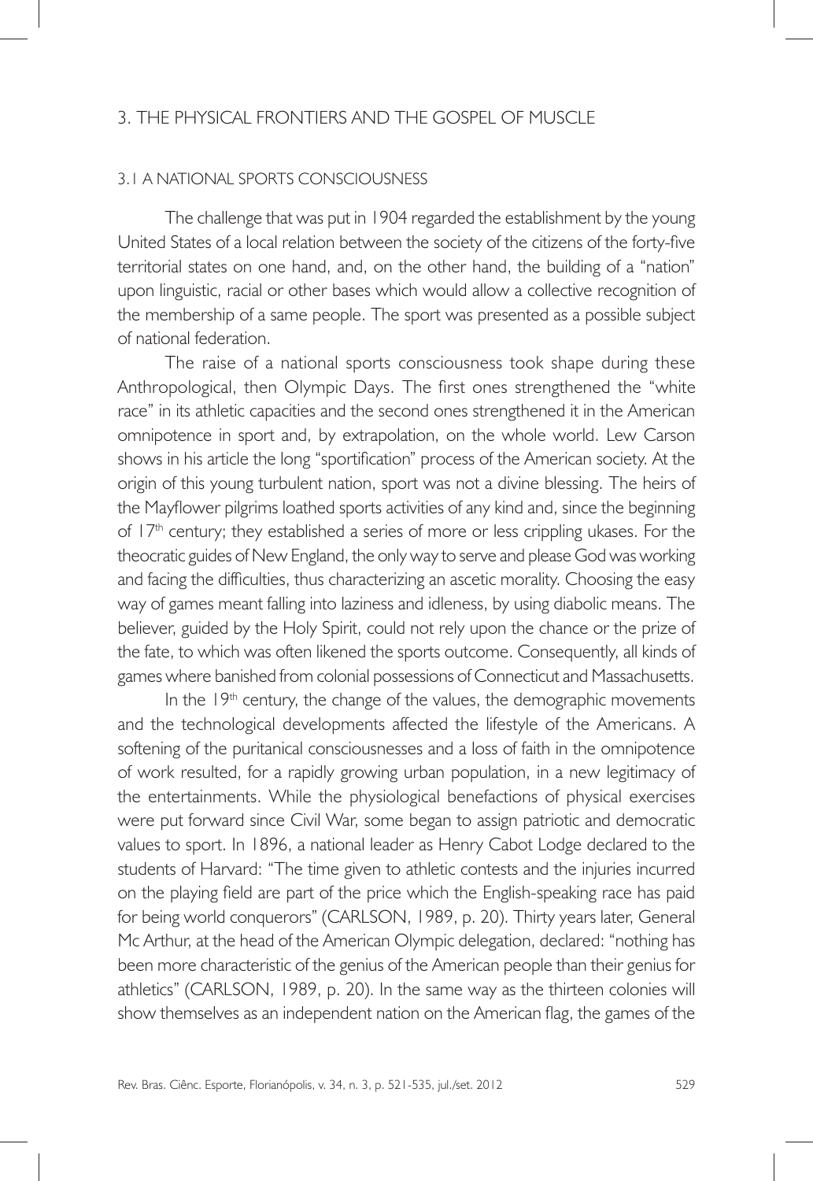## 3. THE PHYSICAL FRONTIERS AND THE GOSPEL OF MUSCLE

### 3.1 A NATIONAL SPORTS CONSCIOUSNESS

The challenge that was put in 1904 regarded the establishment by the young United States of a local relation between the society of the citizens of the forty-five territorial states on one hand, and, on the other hand, the building of a "nation" upon linguistic, racial or other bases which would allow a collective recognition of the membership of a same people. The sport was presented as a possible subject of national federation.

The raise of a national sports consciousness took shape during these Anthropological, then Olympic Days. The first ones strengthened the "white race" in its athletic capacities and the second ones strengthened it in the American omnipotence in sport and, by extrapolation, on the whole world. Lew Carson shows in his article the long "sportification" process of the American society. At the origin of this young turbulent nation, sport was not a divine blessing. The heirs of the Mayflower pilgrims loathed sports activities of any kind and, since the beginning of 17th century; they established a series of more or less crippling ukases. For the theocratic guides of New England, the only way to serve and please God was working and facing the difficulties, thus characterizing an ascetic morality. Choosing the easy way of games meant falling into laziness and idleness, by using diabolic means. The believer, guided by the Holy Spirit, could not rely upon the chance or the prize of the fate, to which was often likened the sports outcome. Consequently, all kinds of games where banished from colonial possessions of Connecticut and Massachusetts.

In the 19th century, the change of the values, the demographic movements and the technological developments affected the lifestyle of the Americans. A softening of the puritanical consciousnesses and a loss of faith in the omnipotence of work resulted, for a rapidly growing urban population, in a new legitimacy of the entertainments. While the physiological benefactions of physical exercises were put forward since Civil War, some began to assign patriotic and democratic values to sport. In 1896, a national leader as Henry Cabot Lodge declared to the students of Harvard: "The time given to athletic contests and the injuries incurred on the playing field are part of the price which the English-speaking race has paid for being world conquerors" (CARLSON, 1989, p. 20). Thirty years later, General Mc Arthur, at the head of the American Olympic delegation, declared: "nothing has been more characteristic of the genius of the American people than their genius for athletics" (CARLSON, 1989, p. 20). In the same way as the thirteen colonies will show themselves as an independent nation on the American flag, the games of the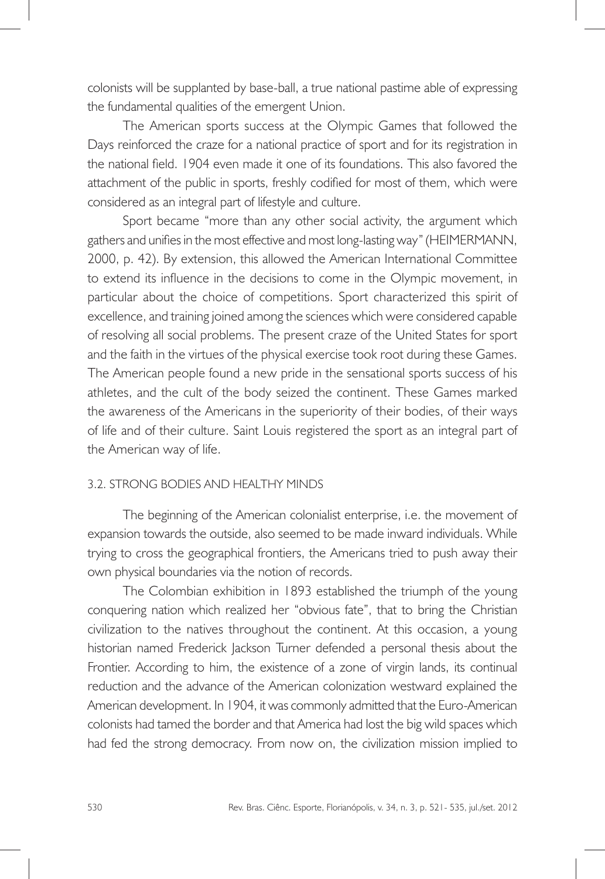colonists will be supplanted by base-ball, a true national pastime able of expressing the fundamental qualities of the emergent Union.

The American sports success at the Olympic Games that followed the Days reinforced the craze for a national practice of sport and for its registration in the national field. 1904 even made it one of its foundations. This also favored the attachment of the public in sports, freshly codified for most of them, which were considered as an integral part of lifestyle and culture.

Sport became "more than any other social activity, the argument which gathers and unifies in the most effective and most long-lasting way" (HEIMERMANN, 2000, p. 42). By extension, this allowed the American International Committee to extend its influence in the decisions to come in the Olympic movement, in particular about the choice of competitions. Sport characterized this spirit of excellence, and training joined among the sciences which were considered capable of resolving all social problems. The present craze of the United States for sport and the faith in the virtues of the physical exercise took root during these Games. The American people found a new pride in the sensational sports success of his athletes, and the cult of the body seized the continent. These Games marked the awareness of the Americans in the superiority of their bodies, of their ways of life and of their culture. Saint Louis registered the sport as an integral part of the American way of life.

### 3.2. STRONG BODIES AND HEALTHY MINDS

The beginning of the American colonialist enterprise, i.e. the movement of expansion towards the outside, also seemed to be made inward individuals. While trying to cross the geographical frontiers, the Americans tried to push away their own physical boundaries via the notion of records.

The Colombian exhibition in 1893 established the triumph of the young conquering nation which realized her "obvious fate", that to bring the Christian civilization to the natives throughout the continent. At this occasion, a young historian named Frederick Jackson Turner defended a personal thesis about the Frontier. According to him, the existence of a zone of virgin lands, its continual reduction and the advance of the American colonization westward explained the American development. In 1904, it was commonly admitted that the Euro-American colonists had tamed the border and that America had lost the big wild spaces which had fed the strong democracy. From now on, the civilization mission implied to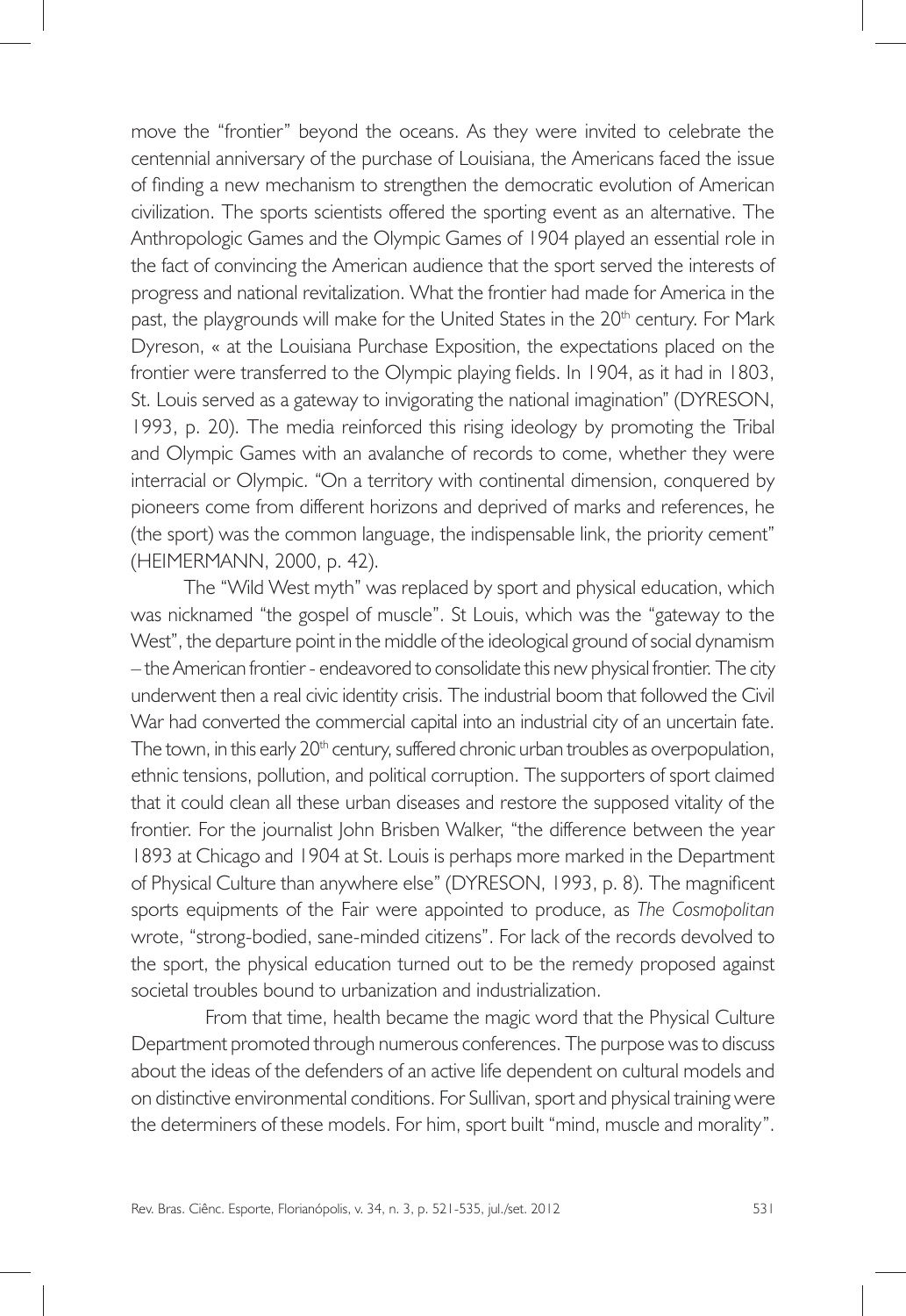move the "frontier" beyond the oceans. As they were invited to celebrate the centennial anniversary of the purchase of Louisiana, the Americans faced the issue of finding a new mechanism to strengthen the democratic evolution of American civilization. The sports scientists offered the sporting event as an alternative. The Anthropologic Games and the Olympic Games of 1904 played an essential role in the fact of convincing the American audience that the sport served the interests of progress and national revitalization. What the frontier had made for America in the past, the playgrounds will make for the United States in the 20th century. For Mark Dyreson, « at the Louisiana Purchase Exposition, the expectations placed on the frontier were transferred to the Olympic playing fields. In 1904, as it had in 1803, St. Louis served as a gateway to invigorating the national imagination" (DYRESON, 1993, p. 20). The media reinforced this rising ideology by promoting the Tribal and Olympic Games with an avalanche of records to come, whether they were interracial or Olympic. "On a territory with continental dimension, conquered by pioneers come from different horizons and deprived of marks and references, he (the sport) was the common language, the indispensable link, the priority cement" (HEIMERMANN, 2000, p. 42).

The "Wild West myth" was replaced by sport and physical education, which was nicknamed "the gospel of muscle". St Louis, which was the "gateway to the West", the departure point in the middle of the ideological ground of social dynamism – the American frontier - endeavored to consolidate this new physical frontier. The city underwent then a real civic identity crisis. The industrial boom that followed the Civil War had converted the commercial capital into an industrial city of an uncertain fate. The town, in this early 20th century, suffered chronic urban troubles as overpopulation, ethnic tensions, pollution, and political corruption. The supporters of sport claimed that it could clean all these urban diseases and restore the supposed vitality of the frontier. For the journalist John Brisben Walker, "the difference between the year 1893 at Chicago and 1904 at St. Louis is perhaps more marked in the Department of Physical Culture than anywhere else" (DYRESON, 1993, p. 8). The magnificent sports equipments of the Fair were appointed to produce, as *The Cosmopolitan* wrote, "strong-bodied, sane-minded citizens". For lack of the records devolved to the sport, the physical education turned out to be the remedy proposed against societal troubles bound to urbanization and industrialization.

From that time, health became the magic word that the Physical Culture Department promoted through numerous conferences. The purpose was to discuss about the ideas of the defenders of an active life dependent on cultural models and on distinctive environmental conditions. For Sullivan, sport and physical training were the determiners of these models. For him, sport built "mind, muscle and morality".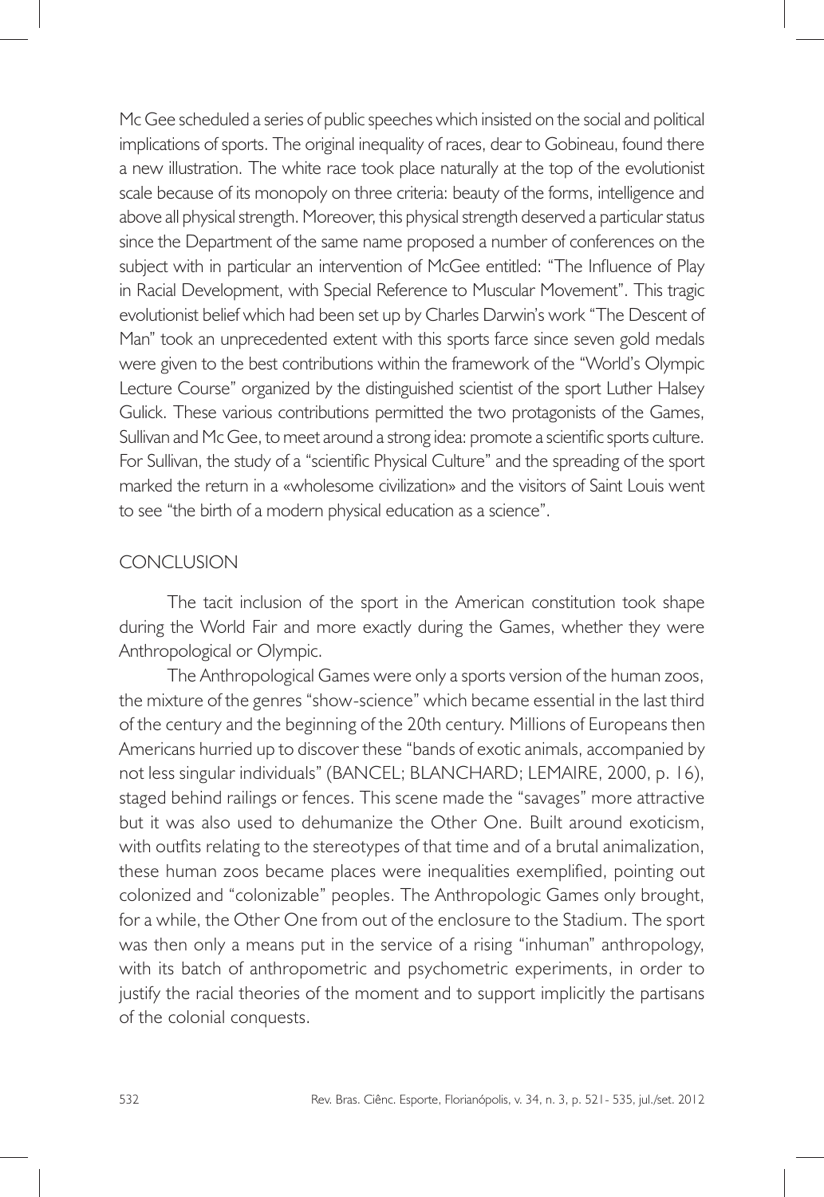Mc Gee scheduled a series of public speeches which insisted on the social and political implications of sports. The original inequality of races, dear to Gobineau, found there a new illustration. The white race took place naturally at the top of the evolutionist scale because of its monopoly on three criteria: beauty of the forms, intelligence and above all physical strength. Moreover, this physical strength deserved a particular status since the Department of the same name proposed a number of conferences on the subject with in particular an intervention of McGee entitled: "The Influence of Play in Racial Development, with Special Reference to Muscular Movement". This tragic evolutionist belief which had been set up by Charles Darwin's work "The Descent of Man" took an unprecedented extent with this sports farce since seven gold medals were given to the best contributions within the framework of the "World's Olympic Lecture Course" organized by the distinguished scientist of the sport Luther Halsey Gulick. These various contributions permitted the two protagonists of the Games, Sullivan and Mc Gee, to meet around a strong idea: promote a scientific sports culture. For Sullivan, the study of a "scientific Physical Culture" and the spreading of the sport marked the return in a «wholesome civilization» and the visitors of Saint Louis went to see "the birth of a modern physical education as a science".

## CONCLUSION

The tacit inclusion of the sport in the American constitution took shape during the World Fair and more exactly during the Games, whether they were Anthropological or Olympic.

The Anthropological Games were only a sports version of the human zoos, the mixture of the genres "show-science" which became essential in the last third of the century and the beginning of the 20th century. Millions of Europeans then Americans hurried up to discover these "bands of exotic animals, accompanied by not less singular individuals" (BANCEL; BLANCHARD; LEMAIRE, 2000, p. 16), staged behind railings or fences. This scene made the "savages" more attractive but it was also used to dehumanize the Other One. Built around exoticism, with outfits relating to the stereotypes of that time and of a brutal animalization, these human zoos became places were inequalities exemplified, pointing out colonized and "colonizable" peoples. The Anthropologic Games only brought, for a while, the Other One from out of the enclosure to the Stadium. The sport was then only a means put in the service of a rising "inhuman" anthropology, with its batch of anthropometric and psychometric experiments, in order to justify the racial theories of the moment and to support implicitly the partisans of the colonial conquests.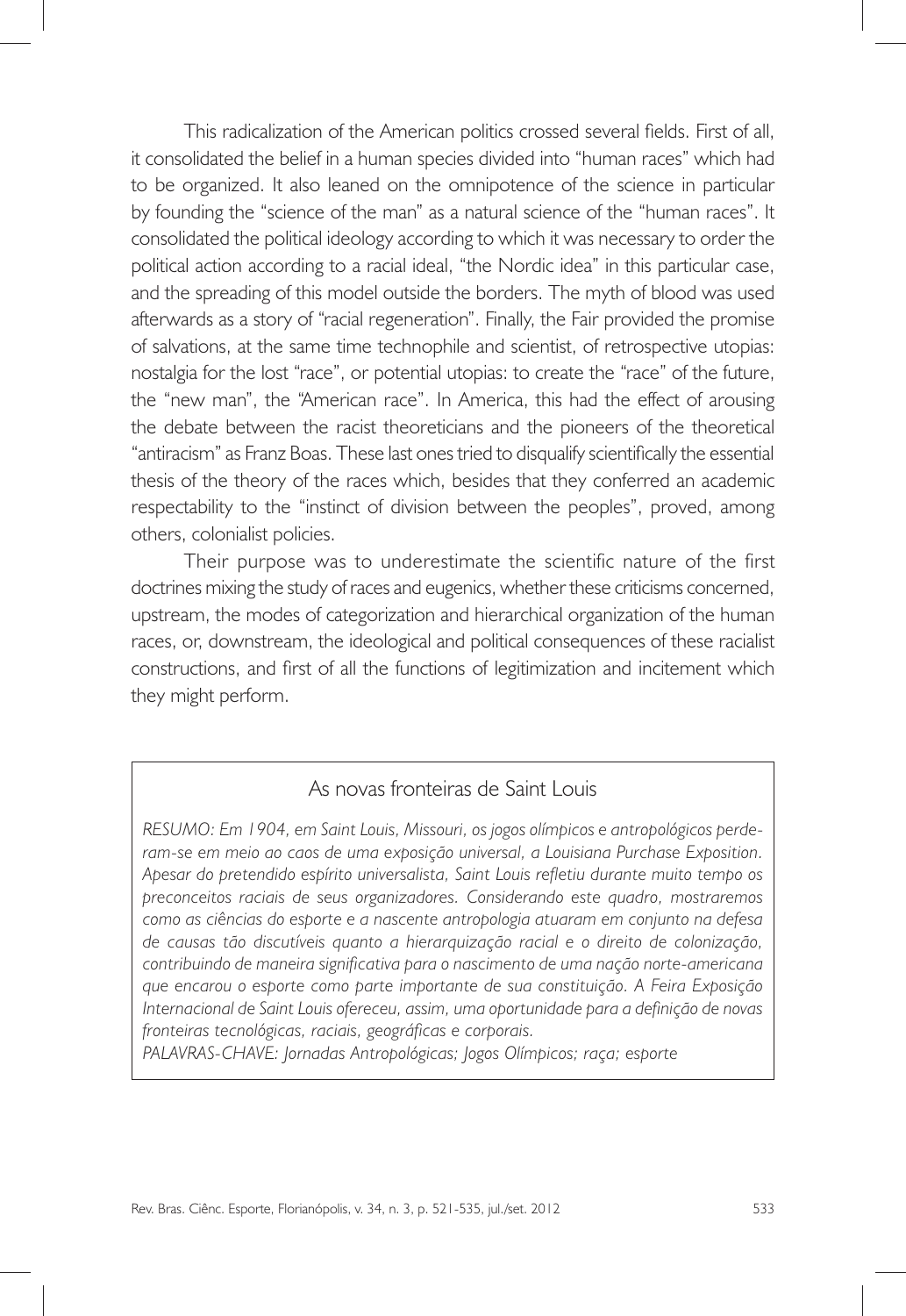This radicalization of the American politics crossed several fields. First of all, it consolidated the belief in a human species divided into "human races" which had to be organized. It also leaned on the omnipotence of the science in particular by founding the "science of the man" as a natural science of the "human races". It consolidated the political ideology according to which it was necessary to order the political action according to a racial ideal, "the Nordic idea" in this particular case, and the spreading of this model outside the borders. The myth of blood was used afterwards as a story of "racial regeneration". Finally, the Fair provided the promise of salvations, at the same time technophile and scientist, of retrospective utopias: nostalgia for the lost "race", or potential utopias: to create the "race" of the future, the "new man", the "American race". In America, this had the effect of arousing the debate between the racist theoreticians and the pioneers of the theoretical "antiracism" as Franz Boas. These last ones tried to disqualify scientifically the essential thesis of the theory of the races which, besides that they conferred an academic respectability to the "instinct of division between the peoples", proved, among others, colonialist policies.

Their purpose was to underestimate the scientific nature of the first doctrines mixing the study of races and eugenics, whether these criticisms concerned, upstream, the modes of categorization and hierarchical organization of the human races, or, downstream, the ideological and political consequences of these racialist constructions, and first of all the functions of legitimization and incitement which they might perform.

## As novas fronteiras de Saint Louis

*RESUMO: Em 1904, em Saint Louis, Missouri, os jogos olímpicos e antropológicos perderam-se em meio ao caos de uma exposição universal, a Louisiana Purchase Exposition. Apesar do pretendido espírito universalista, Saint Louis refletiu durante muito tempo os preconceitos raciais de seus organizadores. Considerando este quadro, mostraremos como as ciências do esporte e a nascente antropologia atuaram em conjunto na defesa de causas tão discutíveis quanto a hierarquização racial e o direito de colonização, contribuindo de maneira significativa para o nascimento de uma nação norte-americana que encarou o esporte como parte importante de sua constituição. A Feira Exposição Internacional de Saint Louis ofereceu, assim, uma oportunidade para a definição de novas fronteiras tecnológicas, raciais, geográficas e corporais.*

*PALAVRAS-CHAVE: Jornadas Antropológicas; Jogos Olímpicos; raça; esporte*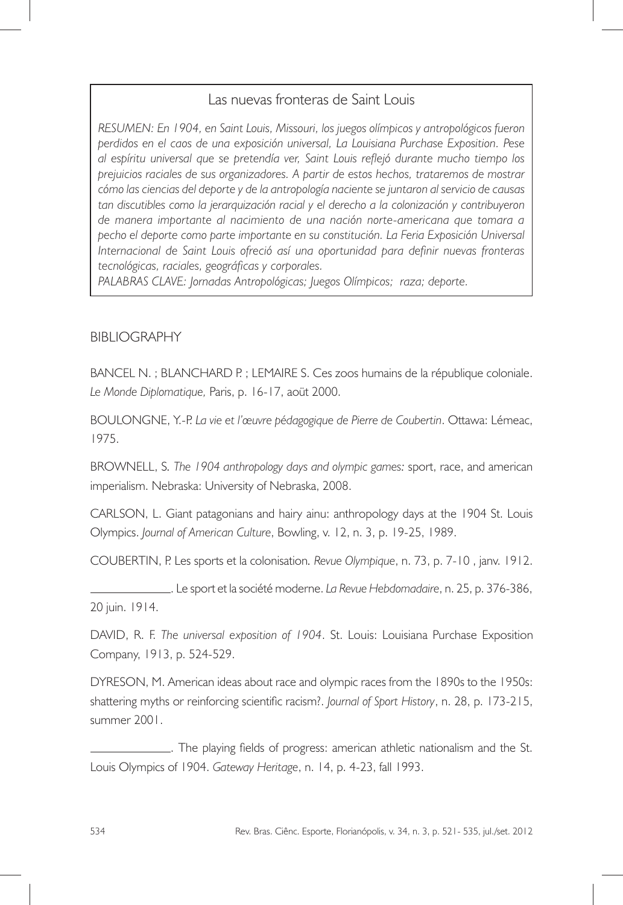## Las nuevas fronteras de Saint Louis

*RESUMEN: En 1904, en Saint Louis, Missouri, los juegos olímpicos y antropológicos fueron perdidos en el caos de una exposición universal, La Louisiana Purchase Exposition. Pese al espíritu universal que se pretendía ver, Saint Louis reflejó durante mucho tiempo los prejuicios raciales de sus organizadores. A partir de estos hechos, trataremos de mostrar cómo las ciencias del deporte y de la antropología naciente se juntaron al servicio de causas tan discutibles como la jerarquización racial y el derecho a la colonización y contribuyeron de manera importante al nacimiento de una nación norte-americana que tomara a pecho el deporte como parte importante en su constitución. La Feria Exposición Universal Internacional de Saint Louis ofreció así una oportunidad para definir nuevas fronteras tecnológicas, raciales, geográficas y corporales.*

*PALABRAS CLAVE: Jornadas Antropológicas; Juegos Olímpicos; raza; deporte.*

## BIBLIOGRAPHY

BANCEL N. ; BLANCHARD P. ; LEMAIRE S. Ces zoos humains de la république coloniale. *Le Monde Diplomatique,* Paris, p. 16-17, aoüt 2000.

BOULONGNE, Y.-P. *La vie et l'œuvre pédagogique de Pierre de Coubertin*. Ottawa: Lémeac, 1975.

BROWNELL, S. *The 1904 anthropology days and olympic games:* sport, race, and american imperialism. Nebraska: University of Nebraska, 2008.

CARLSON, L. Giant patagonians and hairy ainu: anthropology days at the 1904 St. Louis Olympics. *Journal of American Culture*, Bowling, v. 12, n. 3, p. 19-25, 1989.

COUBERTIN, P. Les sports et la colonisation. *Revue Olympique*, n. 73, p. 7-10 , janv. 1912.

\_\_\_\_\_\_\_\_\_\_\_\_. Le sport et la société moderne. *La Revue Hebdomadaire*, n. 25, p. 376-386, 20 juin. 1914.

DAVID, R. F. *The universal exposition of 1904*. St. Louis: Louisiana Purchase Exposition Company, 1913, p. 524-529.

DYRESON, M. American ideas about race and olympic races from the 1890s to the 1950s: shattering myths or reinforcing scientific racism?. *Journal of Sport History*, n. 28, p. 173-215, summer 2001.

\_\_\_\_\_\_\_\_\_\_\_\_. The playing fields of progress: american athletic nationalism and the St. Louis Olympics of 1904. *Gateway Heritage*, n. 14, p. 4-23, fall 1993.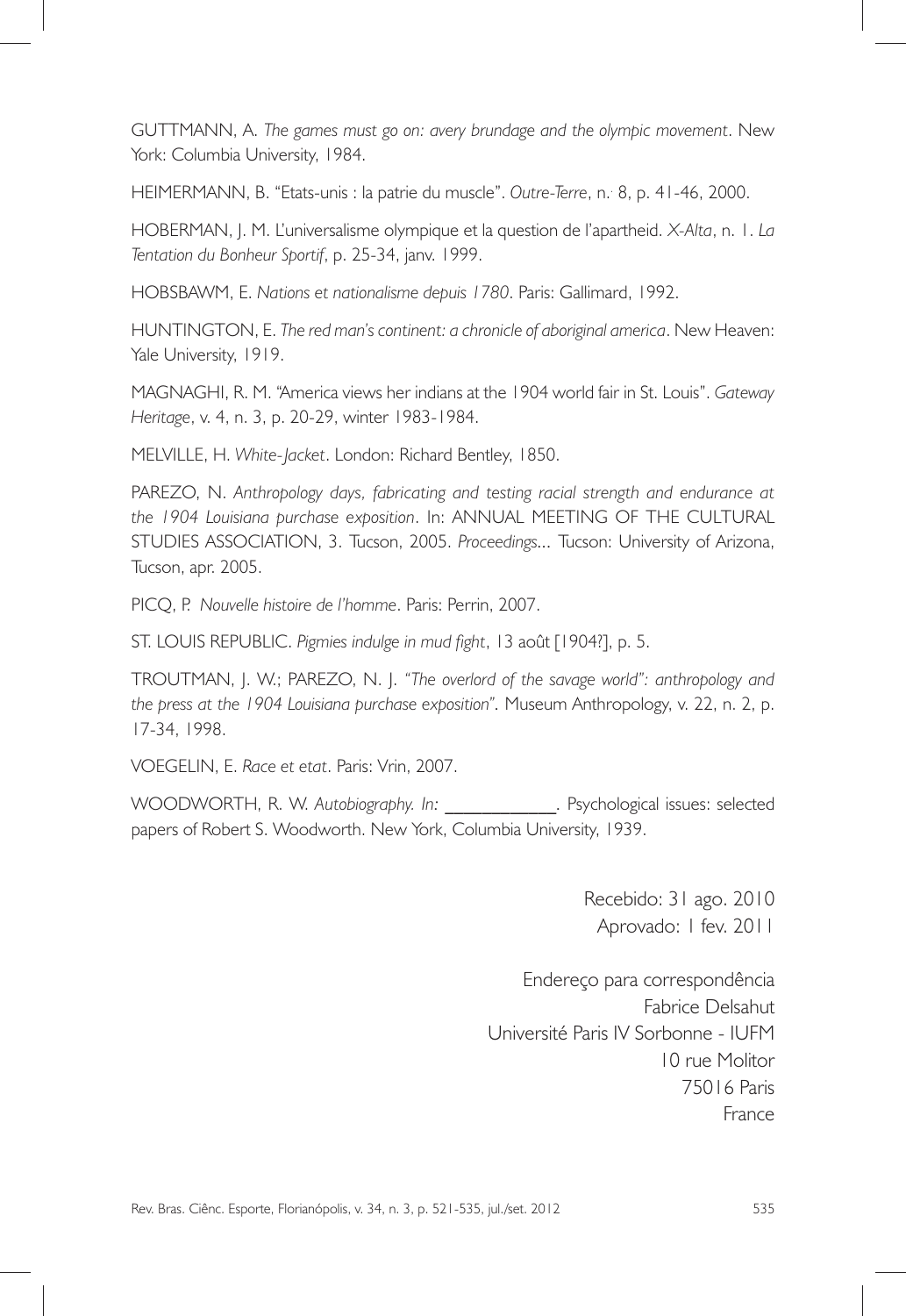GUTTMANN, A. *The games must go on: avery brundage and the olympic movement*. New York: Columbia University, 1984.

HEIMERMANN, B. "Etats-unis : la patrie du muscle". *Outre-Terre*, n.. 8, p. 41-46, 2000.

HOBERMAN, J. M. L'universalisme olympique et la question de l'apartheid. *X-Alta*, n. 1. *La Tentation du Bonheur Sportif*, p. 25-34, janv. 1999.

HOBSBAWM, E. *Nations et nationalisme depuis 1780*. Paris: Gallimard, 1992.

HUNTINGTON, E. *The red man's continent: a chronicle of aboriginal america*. New Heaven: Yale University, 1919.

MAGNAGHI, R. M. "America views her indians at the 1904 world fair in St. Louis". *Gateway Heritage*, v. 4, n. 3, p. 20-29, winter 1983-1984.

MELVILLE, H. *White-Jacket*. London: Richard Bentley, 1850.

PAREZO, N. *Anthropology days, fabricating and testing racial strength and endurance at the 1904 Louisiana purchase exposition*. In: ANNUAL MEETING OF THE CULTURAL STUDIES ASSOCIATION, 3. Tucson, 2005. *Proceedings*... Tucson: University of Arizona, Tucson, apr. 2005.

PICQ, P. *Nouvelle histoire de l'homme*. Paris: Perrin, 2007.

ST. LOUIS REPUBLIC. *Pigmies indulge in mud fight*, 13 août [1904?], p. 5.

TROUTMAN, J. W.; PAREZO, N. J. *"The overlord of the savage world": anthropology and the press at the 1904 Louisiana purchase exposition"*. Museum Anthropology, v. 22, n. 2, p. 17-34, 1998.

VOEGELIN, E. *Race et etat*. Paris: Vrin, 2007.

WOODWORTH, R. W. *Autobiography. In:* ___________. Psychological issues: selected papers of Robert S. Woodworth. New York, Columbia University, 1939.

Recebido: 31 ago. 2010
Aprovado: 1 fev. 2011

Endereço para correspondência
Fabrice Delsahut
Université Paris IV Sorbonne - IUFM
10 rue Molitor
75016 Paris
France